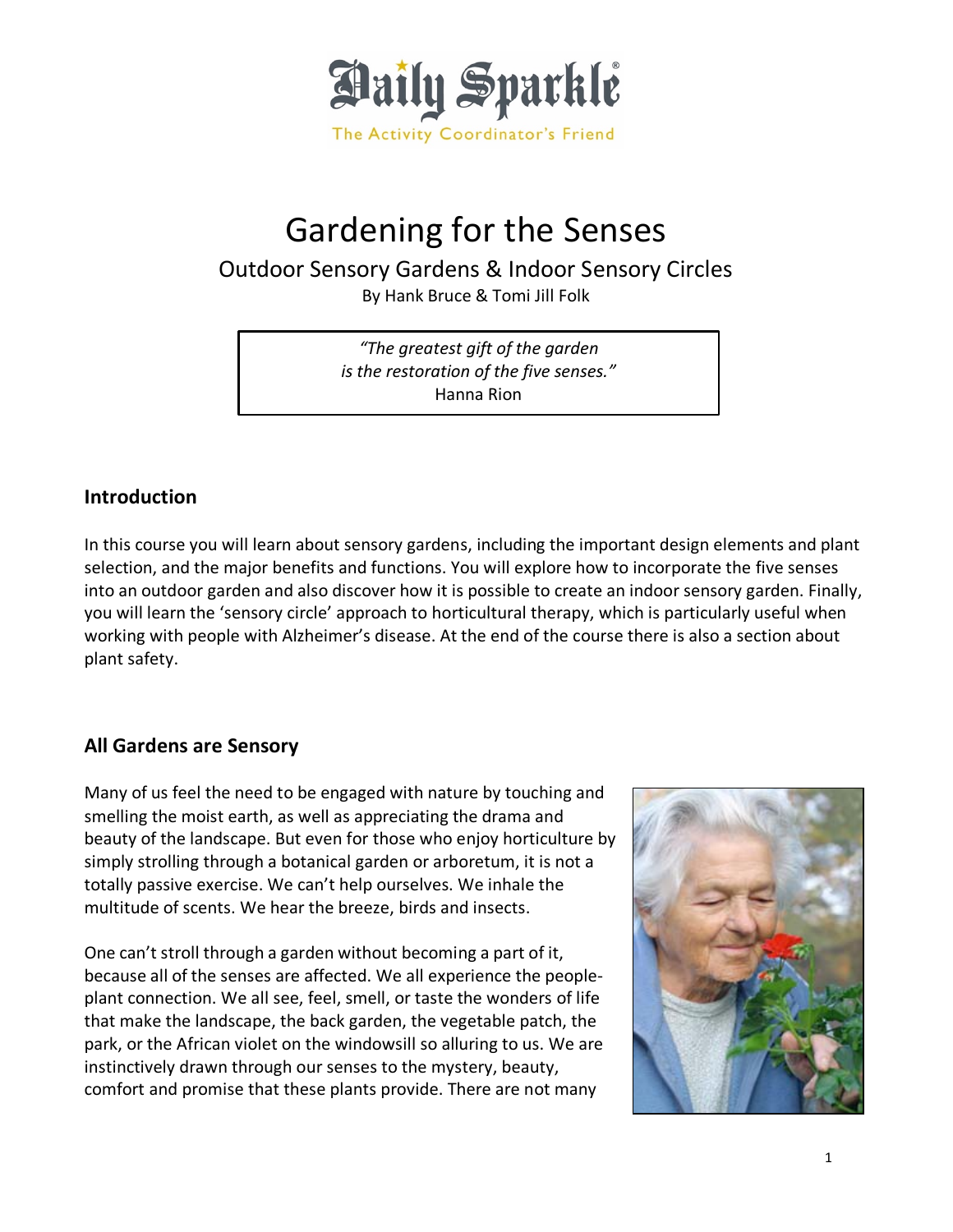Daily Sparkle®

The Activity Coordinator's Friend

# Gardening for the Senses

## Outdoor Sensory Gardens & Indoor Sensory Circles

By Hank Bruce & Tomi Jill Folk

> *"The greatest gift of the garden is the restoration of the five senses."*
> Hanna Rion

### Introduction

In this course you will learn about sensory gardens, including the important design elements and plant selection, and the major benefits and functions. You will explore how to incorporate the five senses into an outdoor garden and also discover how it is possible to create an indoor sensory garden. Finally, you will learn the 'sensory circle' approach to horticultural therapy, which is particularly useful when working with people with Alzheimer's disease. At the end of the course there is also a section about plant safety.

### All Gardens are Sensory

Many of us feel the need to be engaged with nature by touching and smelling the moist earth, as well as appreciating the drama and beauty of the landscape. But even for those who enjoy horticulture by simply strolling through a botanical garden or arboretum, it is not a totally passive exercise. We can't help ourselves. We inhale the multitude of scents. We hear the breeze, birds and insects.

One can't stroll through a garden without becoming a part of it, because all of the senses are affected. We all experience the people-plant connection. We all see, feel, smell, or taste the wonders of life that make the landscape, the back garden, the vegetable patch, the park, or the African violet on the windowsill so alluring to us. We are instinctively drawn through our senses to the mystery, beauty, comfort and promise that these plants provide. There are not many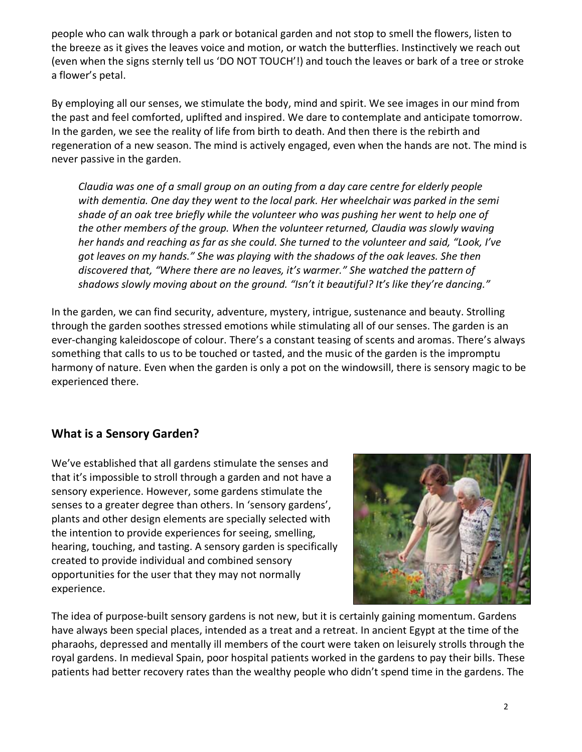people who can walk through a park or botanical garden and not stop to smell the flowers, listen to the breeze as it gives the leaves voice and motion, or watch the butterflies. Instinctively we reach out (even when the signs sternly tell us 'DO NOT TOUCH'!) and touch the leaves or bark of a tree or stroke a flower's petal.

By employing all our senses, we stimulate the body, mind and spirit. We see images in our mind from the past and feel comforted, uplifted and inspired. We dare to contemplate and anticipate tomorrow. In the garden, we see the reality of life from birth to death. And then there is the rebirth and regeneration of a new season. The mind is actively engaged, even when the hands are not. The mind is never passive in the garden.

> *Claudia was one of a small group on an outing from a day care centre for elderly people with dementia. One day they went to the local park. Her wheelchair was parked in the semi shade of an oak tree briefly while the volunteer who was pushing her went to help one of the other members of the group. When the volunteer returned, Claudia was slowly waving her hands and reaching as far as she could. She turned to the volunteer and said, "Look, I've got leaves on my hands." She was playing with the shadows of the oak leaves. She then discovered that, "Where there are no leaves, it's warmer." She watched the pattern of shadows slowly moving about on the ground. "Isn't it beautiful? It's like they're dancing."*

In the garden, we can find security, adventure, mystery, intrigue, sustenance and beauty. Strolling through the garden soothes stressed emotions while stimulating all of our senses. The garden is an ever-changing kaleidoscope of colour. There's a constant teasing of scents and aromas. There's always something that calls to us to be touched or tasted, and the music of the garden is the impromptu harmony of nature. Even when the garden is only a pot on the windowsill, there is sensory magic to be experienced there.

## What is a Sensory Garden?

We've established that all gardens stimulate the senses and that it's impossible to stroll through a garden and not have a sensory experience. However, some gardens stimulate the senses to a greater degree than others. In 'sensory gardens', plants and other design elements are specially selected with the intention to provide experiences for seeing, smelling, hearing, touching, and tasting. A sensory garden is specifically created to provide individual and combined sensory opportunities for the user that they may not normally experience.

The idea of purpose-built sensory gardens is not new, but it is certainly gaining momentum. Gardens have always been special places, intended as a treat and a retreat. In ancient Egypt at the time of the pharaohs, depressed and mentally ill members of the court were taken on leisurely strolls through the royal gardens. In medieval Spain, poor hospital patients worked in the gardens to pay their bills. These patients had better recovery rates than the wealthy people who didn't spend time in the gardens. The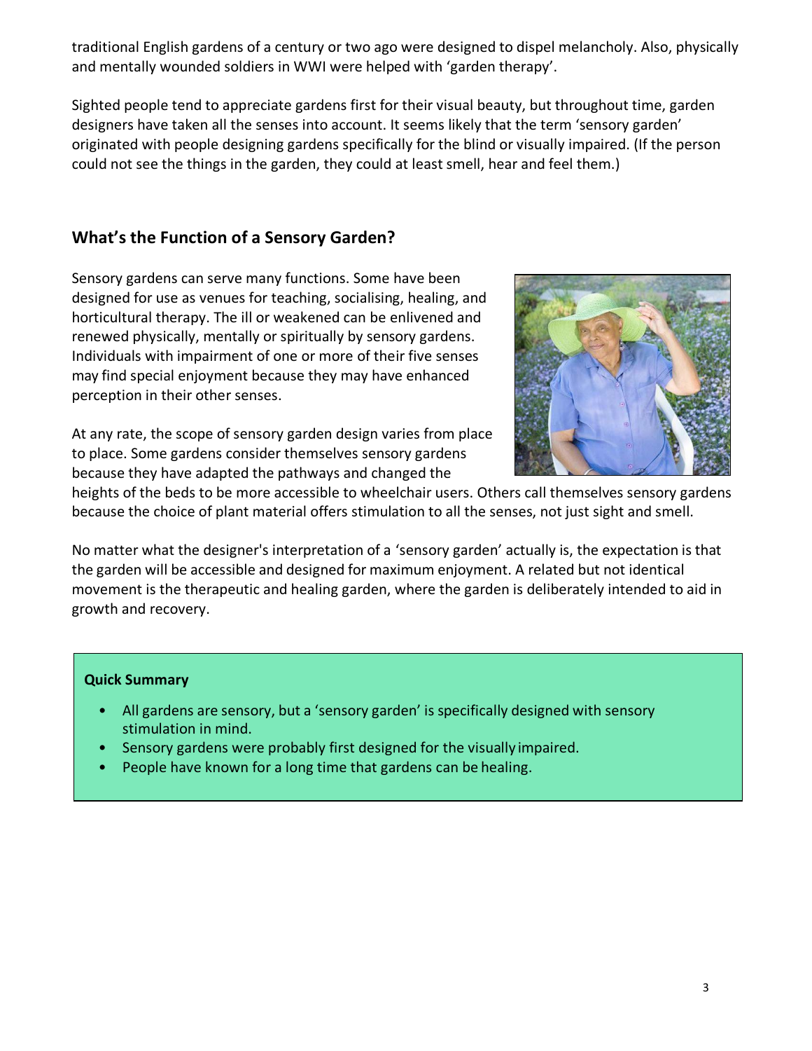traditional English gardens of a century or two ago were designed to dispel melancholy. Also, physically and mentally wounded soldiers in WWI were helped with 'garden therapy'.

Sighted people tend to appreciate gardens first for their visual beauty, but throughout time, garden designers have taken all the senses into account. It seems likely that the term 'sensory garden' originated with people designing gardens specifically for the blind or visually impaired. (If the person could not see the things in the garden, they could at least smell, hear and feel them.)

## What's the Function of a Sensory Garden?

Sensory gardens can serve many functions. Some have been designed for use as venues for teaching, socialising, healing, and horticultural therapy. The ill or weakened can be enlivened and renewed physically, mentally or spiritually by sensory gardens. Individuals with impairment of one or more of their five senses may find special enjoyment because they may have enhanced perception in their other senses.

At any rate, the scope of sensory garden design varies from place to place. Some gardens consider themselves sensory gardens because they have adapted the pathways and changed the heights of the beds to be more accessible to wheelchair users. Others call themselves sensory gardens because the choice of plant material offers stimulation to all the senses, not just sight and smell.

No matter what the designer's interpretation of a 'sensory garden' actually is, the expectation is that the garden will be accessible and designed for maximum enjoyment. A related but not identical movement is the therapeutic and healing garden, where the garden is deliberately intended to aid in growth and recovery.

**Quick Summary**

- All gardens are sensory, but a 'sensory garden' is specifically designed with sensory stimulation in mind.
- Sensory gardens were probably first designed for the visually impaired.
- People have known for a long time that gardens can be healing.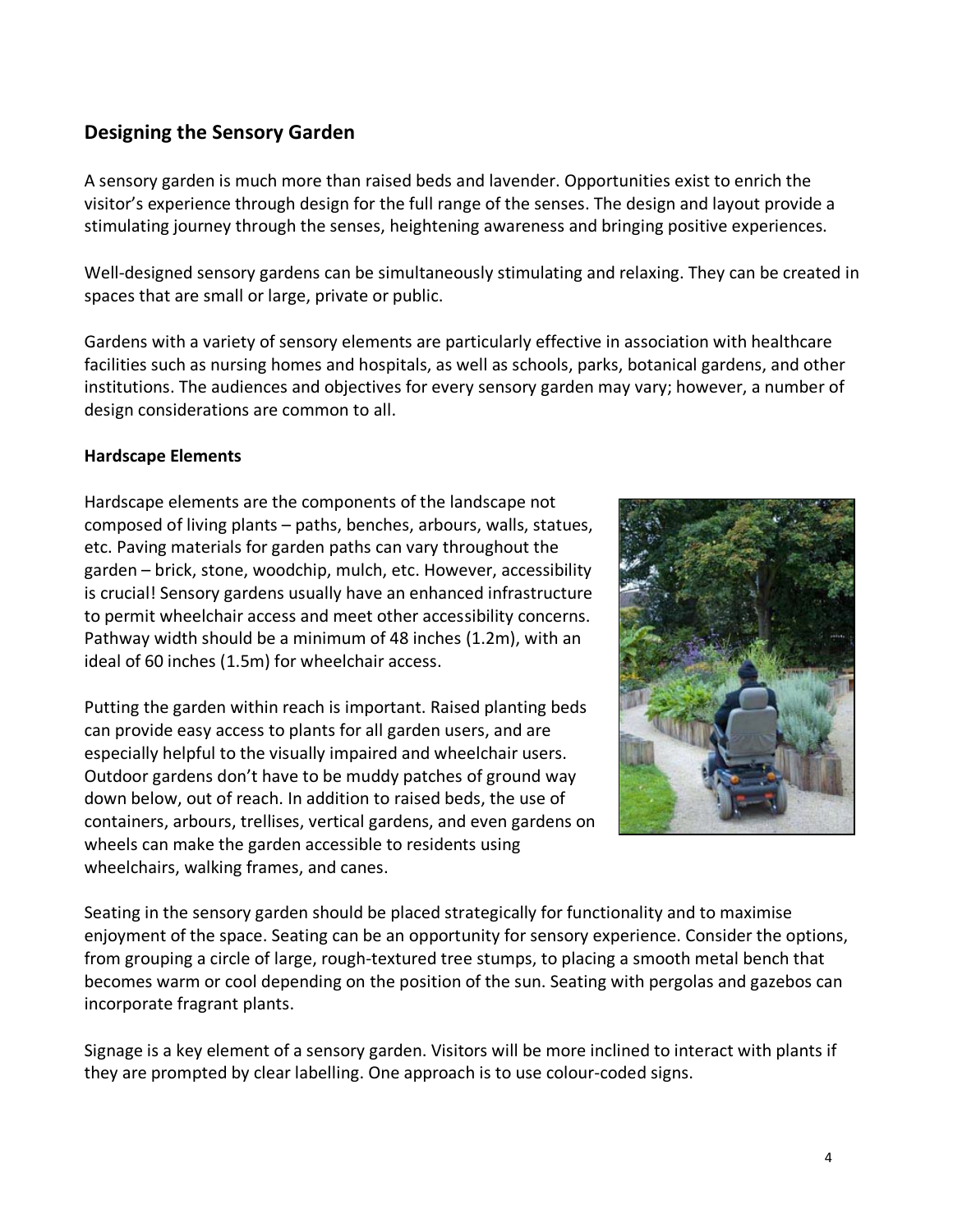## Designing the Sensory Garden

A sensory garden is much more than raised beds and lavender. Opportunities exist to enrich the visitor's experience through design for the full range of the senses. The design and layout provide a stimulating journey through the senses, heightening awareness and bringing positive experiences.

Well-designed sensory gardens can be simultaneously stimulating and relaxing. They can be created in spaces that are small or large, private or public.

Gardens with a variety of sensory elements are particularly effective in association with healthcare facilities such as nursing homes and hospitals, as well as schools, parks, botanical gardens, and other institutions. The audiences and objectives for every sensory garden may vary; however, a number of design considerations are common to all.

### Hardscape Elements

Hardscape elements are the components of the landscape not composed of living plants – paths, benches, arbours, walls, statues, etc. Paving materials for garden paths can vary throughout the garden – brick, stone, woodchip, mulch, etc. However, accessibility is crucial! Sensory gardens usually have an enhanced infrastructure to permit wheelchair access and meet other accessibility concerns. Pathway width should be a minimum of 48 inches (1.2m), with an ideal of 60 inches (1.5m) for wheelchair access.

Putting the garden within reach is important. Raised planting beds can provide easy access to plants for all garden users, and are especially helpful to the visually impaired and wheelchair users. Outdoor gardens don't have to be muddy patches of ground way down below, out of reach. In addition to raised beds, the use of containers, arbours, trellises, vertical gardens, and even gardens on wheels can make the garden accessible to residents using wheelchairs, walking frames, and canes.

Seating in the sensory garden should be placed strategically for functionality and to maximise enjoyment of the space. Seating can be an opportunity for sensory experience. Consider the options, from grouping a circle of large, rough-textured tree stumps, to placing a smooth metal bench that becomes warm or cool depending on the position of the sun. Seating with pergolas and gazebos can incorporate fragrant plants.

Signage is a key element of a sensory garden. Visitors will be more inclined to interact with plants if they are prompted by clear labelling. One approach is to use colour-coded signs.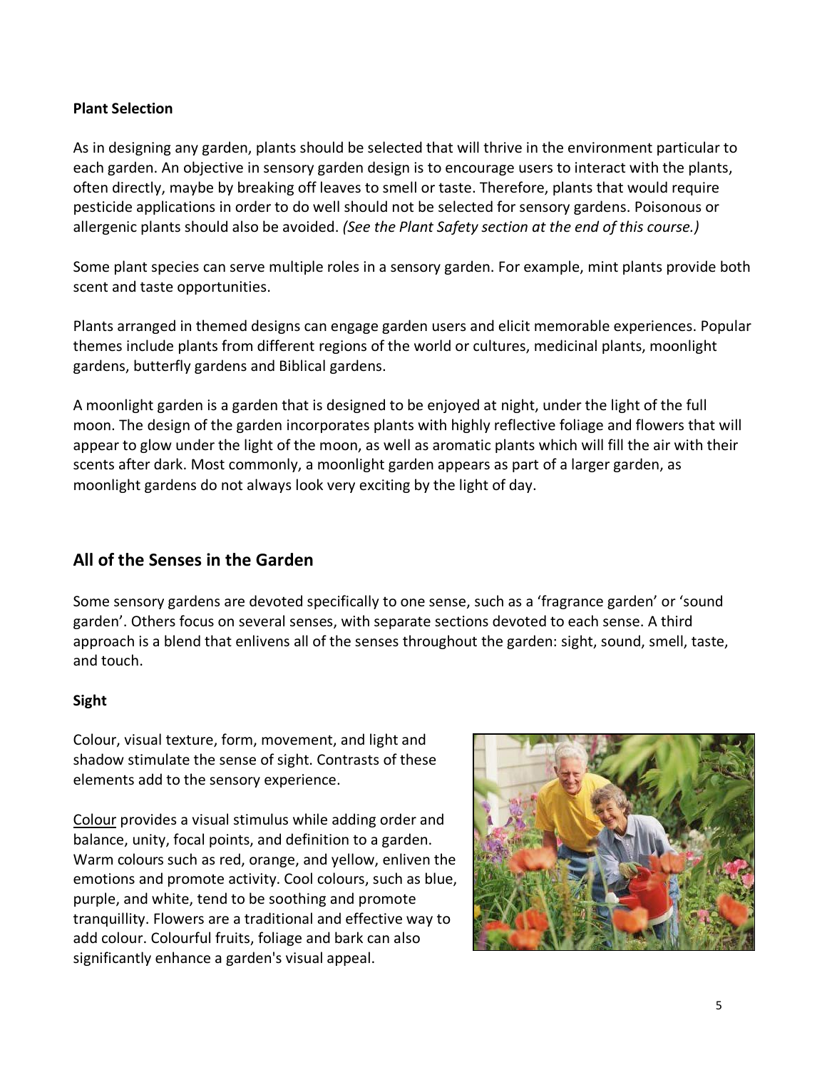**Plant Selection**

As in designing any garden, plants should be selected that will thrive in the environment particular to each garden. An objective in sensory garden design is to encourage users to interact with the plants, often directly, maybe by breaking off leaves to smell or taste. Therefore, plants that would require pesticide applications in order to do well should not be selected for sensory gardens. Poisonous or allergenic plants should also be avoided. *(See the Plant Safety section at the end of this course.)*

Some plant species can serve multiple roles in a sensory garden. For example, mint plants provide both scent and taste opportunities.

Plants arranged in themed designs can engage garden users and elicit memorable experiences. Popular themes include plants from different regions of the world or cultures, medicinal plants, moonlight gardens, butterfly gardens and Biblical gardens.

A moonlight garden is a garden that is designed to be enjoyed at night, under the light of the full moon. The design of the garden incorporates plants with highly reflective foliage and flowers that will appear to glow under the light of the moon, as well as aromatic plants which will fill the air with their scents after dark. Most commonly, a moonlight garden appears as part of a larger garden, as moonlight gardens do not always look very exciting by the light of day.

## All of the Senses in the Garden

Some sensory gardens are devoted specifically to one sense, such as a 'fragrance garden' or 'sound garden'. Others focus on several senses, with separate sections devoted to each sense. A third approach is a blend that enlivens all of the senses throughout the garden: sight, sound, smell, taste, and touch.

**Sight**

Colour, visual texture, form, movement, and light and shadow stimulate the sense of sight. Contrasts of these elements add to the sensory experience.

Colour provides a visual stimulus while adding order and balance, unity, focal points, and definition to a garden. Warm colours such as red, orange, and yellow, enliven the emotions and promote activity. Cool colours, such as blue, purple, and white, tend to be soothing and promote tranquillity. Flowers are a traditional and effective way to add colour. Colourful fruits, foliage and bark can also significantly enhance a garden's visual appeal.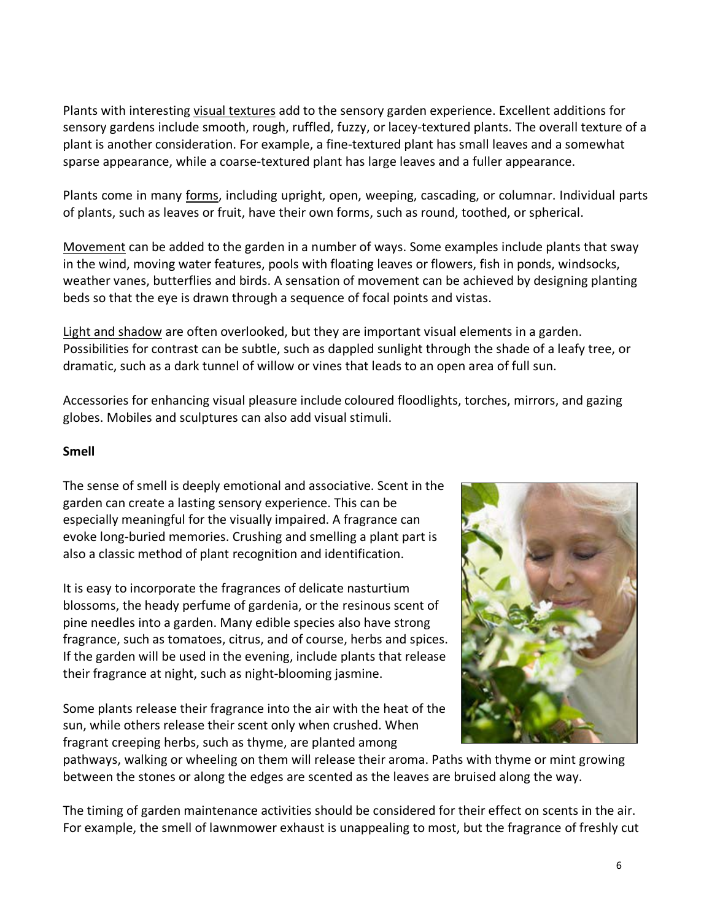Plants with interesting visual textures add to the sensory garden experience. Excellent additions for sensory gardens include smooth, rough, ruffled, fuzzy, or lacey-textured plants. The overall texture of a plant is another consideration. For example, a fine-textured plant has small leaves and a somewhat sparse appearance, while a coarse-textured plant has large leaves and a fuller appearance.

Plants come in many forms, including upright, open, weeping, cascading, or columnar. Individual parts of plants, such as leaves or fruit, have their own forms, such as round, toothed, or spherical.

Movement can be added to the garden in a number of ways. Some examples include plants that sway in the wind, moving water features, pools with floating leaves or flowers, fish in ponds, windsocks, weather vanes, butterflies and birds. A sensation of movement can be achieved by designing planting beds so that the eye is drawn through a sequence of focal points and vistas.

Light and shadow are often overlooked, but they are important visual elements in a garden. Possibilities for contrast can be subtle, such as dappled sunlight through the shade of a leafy tree, or dramatic, such as a dark tunnel of willow or vines that leads to an open area of full sun.

Accessories for enhancing visual pleasure include coloured floodlights, torches, mirrors, and gazing globes. Mobiles and sculptures can also add visual stimuli.

**Smell**

The sense of smell is deeply emotional and associative. Scent in the garden can create a lasting sensory experience. This can be especially meaningful for the visually impaired. A fragrance can evoke long-buried memories. Crushing and smelling a plant part is also a classic method of plant recognition and identification.

It is easy to incorporate the fragrances of delicate nasturtium blossoms, the heady perfume of gardenia, or the resinous scent of pine needles into a garden. Many edible species also have strong fragrance, such as tomatoes, citrus, and of course, herbs and spices. If the garden will be used in the evening, include plants that release their fragrance at night, such as night-blooming jasmine.

Some plants release their fragrance into the air with the heat of the sun, while others release their scent only when crushed. When fragrant creeping herbs, such as thyme, are planted among pathways, walking or wheeling on them will release their aroma. Paths with thyme or mint growing between the stones or along the edges are scented as the leaves are bruised along the way.

The timing of garden maintenance activities should be considered for their effect on scents in the air. For example, the smell of lawnmower exhaust is unappealing to most, but the fragrance of freshly cut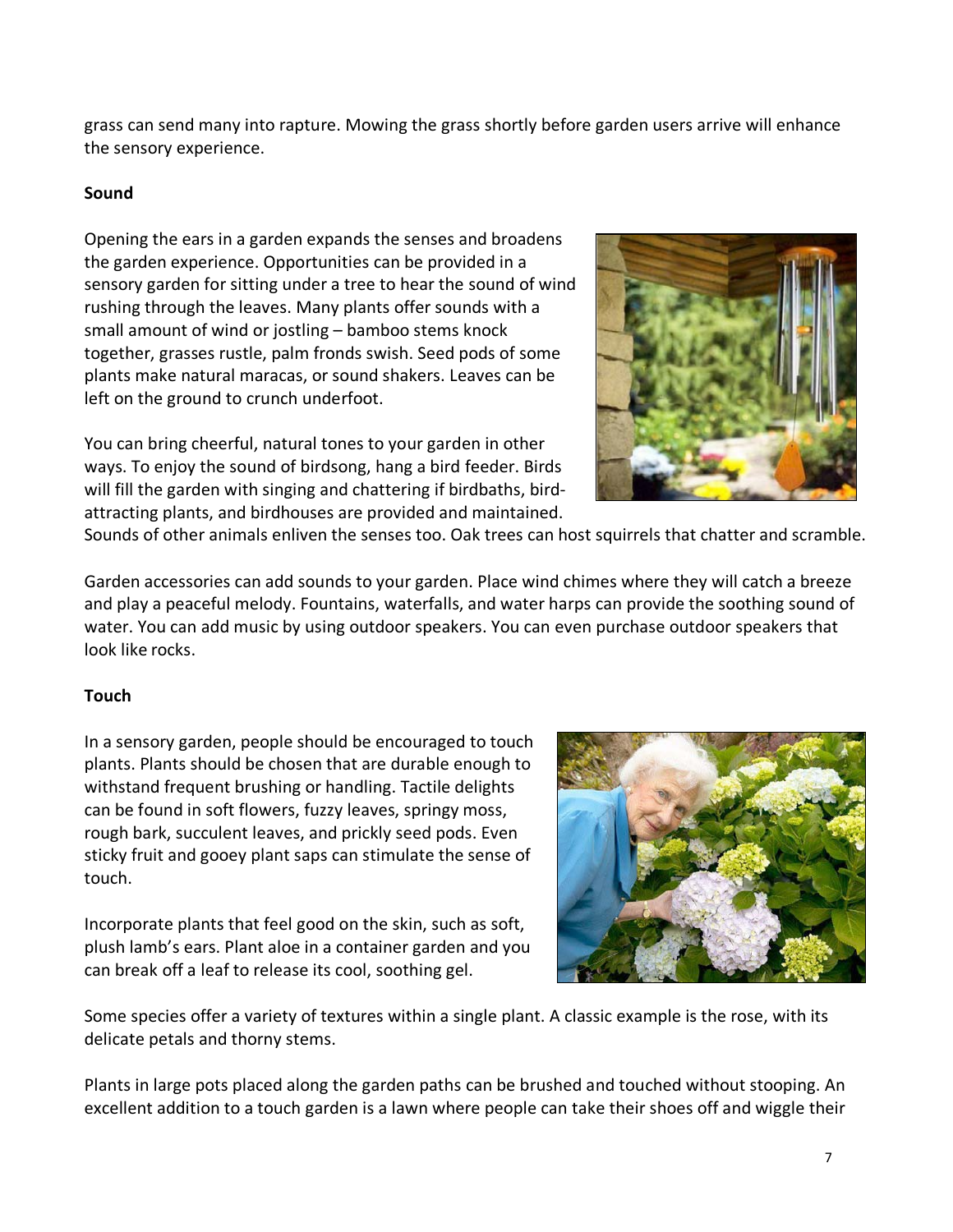grass can send many into rapture. Mowing the grass shortly before garden users arrive will enhance the sensory experience.

**Sound**

Opening the ears in a garden expands the senses and broadens the garden experience. Opportunities can be provided in a sensory garden for sitting under a tree to hear the sound of wind rushing through the leaves. Many plants offer sounds with a small amount of wind or jostling – bamboo stems knock together, grasses rustle, palm fronds swish. Seed pods of some plants make natural maracas, or sound shakers. Leaves can be left on the ground to crunch underfoot.

You can bring cheerful, natural tones to your garden in other ways. To enjoy the sound of birdsong, hang a bird feeder. Birds will fill the garden with singing and chattering if birdbaths, bird-attracting plants, and birdhouses are provided and maintained. Sounds of other animals enliven the senses too. Oak trees can host squirrels that chatter and scramble.

Garden accessories can add sounds to your garden. Place wind chimes where they will catch a breeze and play a peaceful melody. Fountains, waterfalls, and water harps can provide the soothing sound of water. You can add music by using outdoor speakers. You can even purchase outdoor speakers that look like rocks.

**Touch**

In a sensory garden, people should be encouraged to touch plants. Plants should be chosen that are durable enough to withstand frequent brushing or handling. Tactile delights can be found in soft flowers, fuzzy leaves, springy moss, rough bark, succulent leaves, and prickly seed pods. Even sticky fruit and gooey plant saps can stimulate the sense of touch.

Incorporate plants that feel good on the skin, such as soft, plush lamb's ears. Plant aloe in a container garden and you can break off a leaf to release its cool, soothing gel.

Some species offer a variety of textures within a single plant. A classic example is the rose, with its delicate petals and thorny stems.

Plants in large pots placed along the garden paths can be brushed and touched without stooping. An excellent addition to a touch garden is a lawn where people can take their shoes off and wiggle their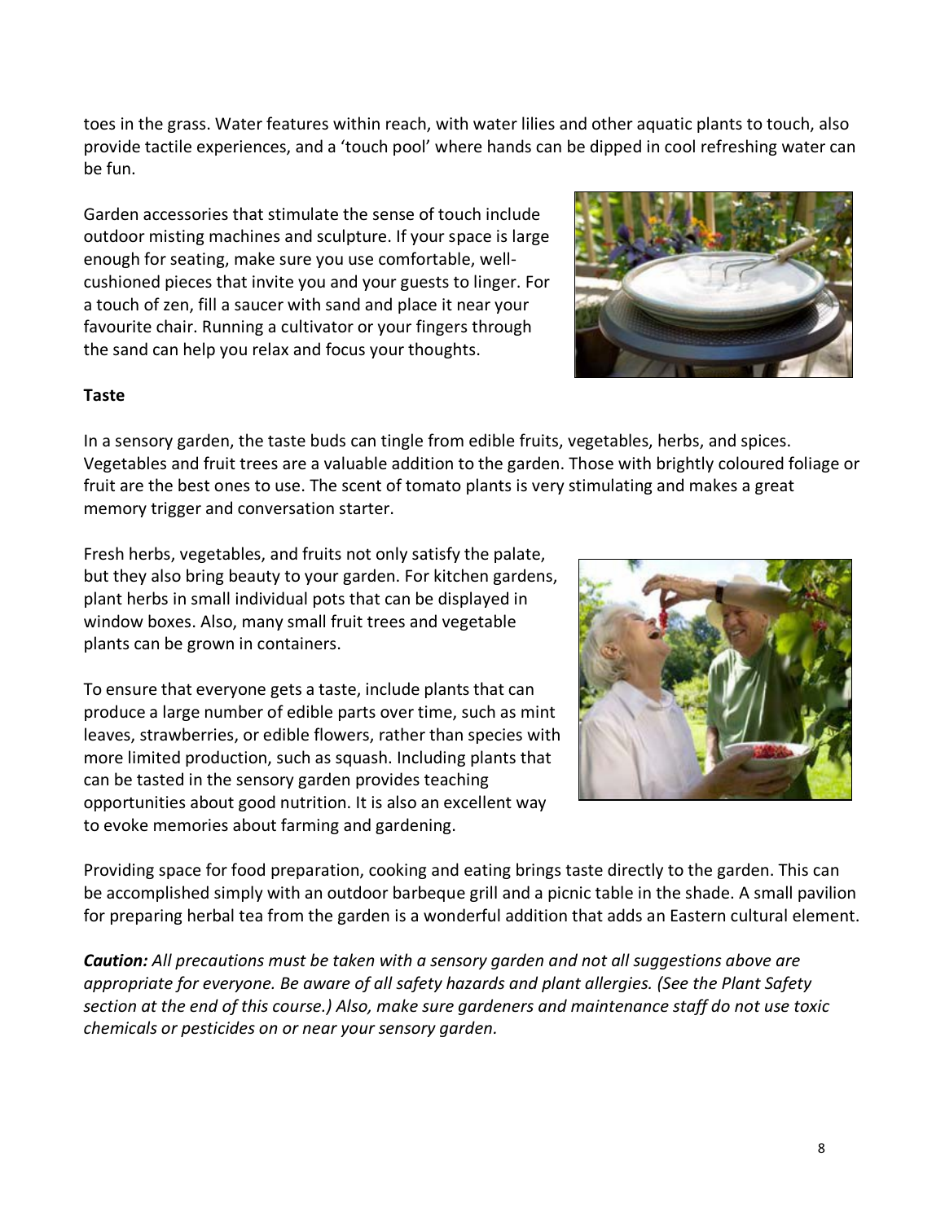toes in the grass. Water features within reach, with water lilies and other aquatic plants to touch, also provide tactile experiences, and a 'touch pool' where hands can be dipped in cool refreshing water can be fun.

Garden accessories that stimulate the sense of touch include outdoor misting machines and sculpture. If your space is large enough for seating, make sure you use comfortable, well-cushioned pieces that invite you and your guests to linger. For a touch of zen, fill a saucer with sand and place it near your favourite chair. Running a cultivator or your fingers through the sand can help you relax and focus your thoughts.

**Taste**

In a sensory garden, the taste buds can tingle from edible fruits, vegetables, herbs, and spices. Vegetables and fruit trees are a valuable addition to the garden. Those with brightly coloured foliage or fruit are the best ones to use. The scent of tomato plants is very stimulating and makes a great memory trigger and conversation starter.

Fresh herbs, vegetables, and fruits not only satisfy the palate, but they also bring beauty to your garden. For kitchen gardens, plant herbs in small individual pots that can be displayed in window boxes. Also, many small fruit trees and vegetable plants can be grown in containers.

To ensure that everyone gets a taste, include plants that can produce a large number of edible parts over time, such as mint leaves, strawberries, or edible flowers, rather than species with more limited production, such as squash. Including plants that can be tasted in the sensory garden provides teaching opportunities about good nutrition. It is also an excellent way to evoke memories about farming and gardening.

Providing space for food preparation, cooking and eating brings taste directly to the garden. This can be accomplished simply with an outdoor barbeque grill and a picnic table in the shade. A small pavilion for preparing herbal tea from the garden is a wonderful addition that adds an Eastern cultural element.

***Caution:*** *All precautions must be taken with a sensory garden and not all suggestions above are appropriate for everyone. Be aware of all safety hazards and plant allergies. (See the Plant Safety section at the end of this course.) Also, make sure gardeners and maintenance staff do not use toxic chemicals or pesticides on or near your sensory garden.*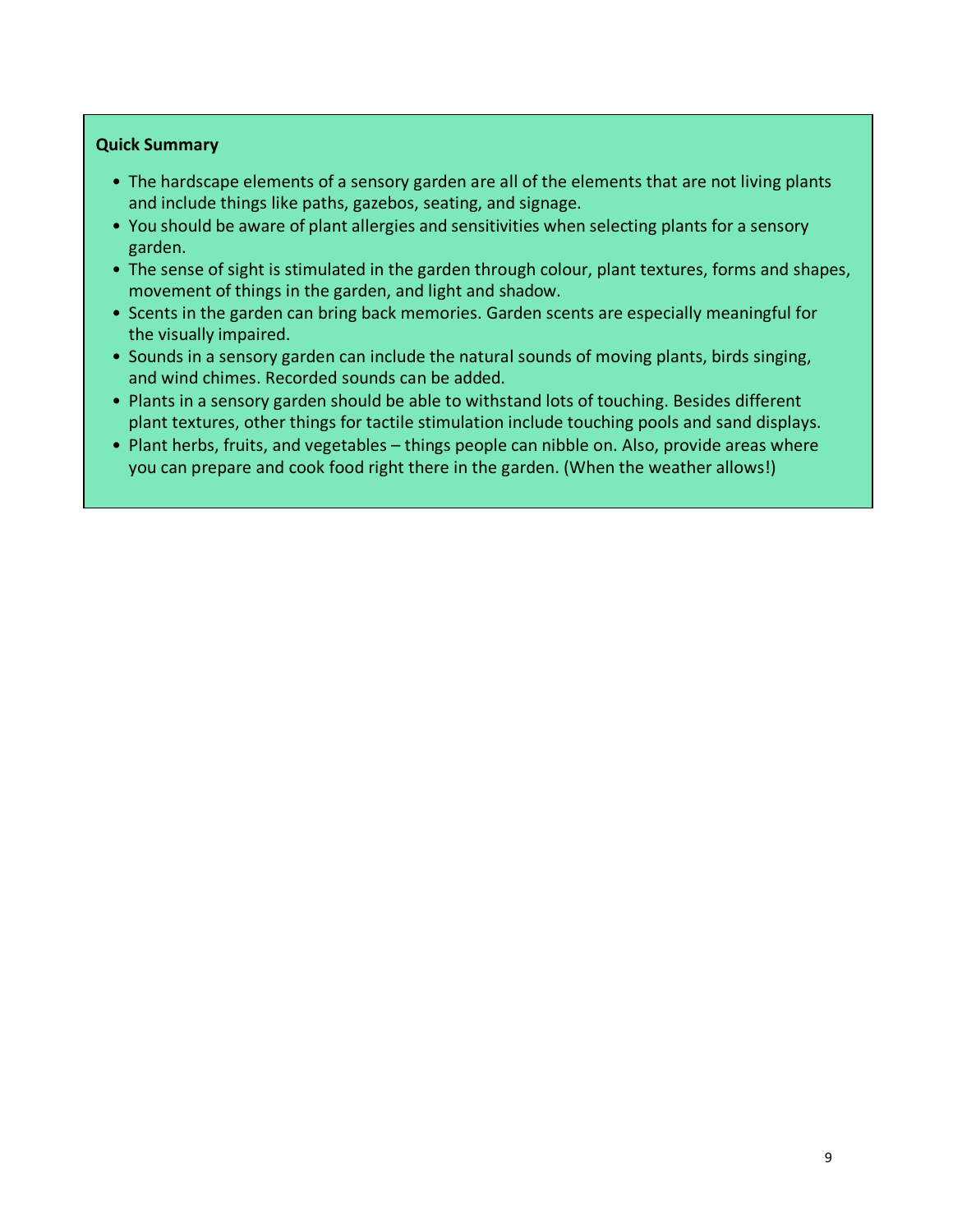**Quick Summary**

- The hardscape elements of a sensory garden are all of the elements that are not living plants and include things like paths, gazebos, seating, and signage.
- You should be aware of plant allergies and sensitivities when selecting plants for a sensory garden.
- The sense of sight is stimulated in the garden through colour, plant textures, forms and shapes, movement of things in the garden, and light and shadow.
- Scents in the garden can bring back memories. Garden scents are especially meaningful for the visually impaired.
- Sounds in a sensory garden can include the natural sounds of moving plants, birds singing, and wind chimes. Recorded sounds can be added.
- Plants in a sensory garden should be able to withstand lots of touching. Besides different plant textures, other things for tactile stimulation include touching pools and sand displays.
- Plant herbs, fruits, and vegetables – things people can nibble on. Also, provide areas where you can prepare and cook food right there in the garden. (When the weather allows!)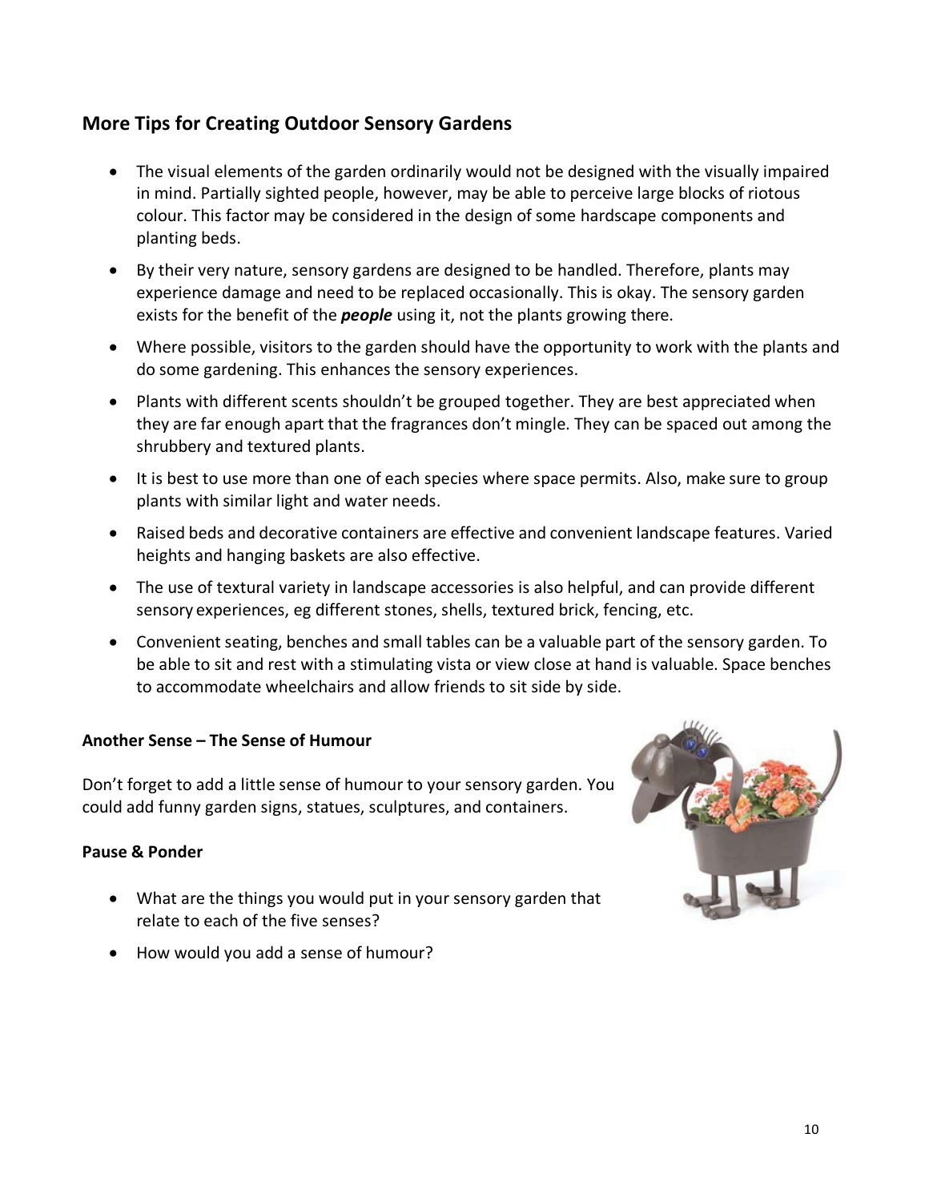## More Tips for Creating Outdoor Sensory Gardens

- The visual elements of the garden ordinarily would not be designed with the visually impaired in mind. Partially sighted people, however, may be able to perceive large blocks of riotous colour. This factor may be considered in the design of some hardscape components and planting beds.
- By their very nature, sensory gardens are designed to be handled. Therefore, plants may experience damage and need to be replaced occasionally. This is okay. The sensory garden exists for the benefit of the ***people*** using it, not the plants growing there.
- Where possible, visitors to the garden should have the opportunity to work with the plants and do some gardening. This enhances the sensory experiences.
- Plants with different scents shouldn't be grouped together. They are best appreciated when they are far enough apart that the fragrances don't mingle. They can be spaced out among the shrubbery and textured plants.
- It is best to use more than one of each species where space permits. Also, make sure to group plants with similar light and water needs.
- Raised beds and decorative containers are effective and convenient landscape features. Varied heights and hanging baskets are also effective.
- The use of textural variety in landscape accessories is also helpful, and can provide different sensory experiences, eg different stones, shells, textured brick, fencing, etc.
- Convenient seating, benches and small tables can be a valuable part of the sensory garden. To be able to sit and rest with a stimulating vista or view close at hand is valuable. Space benches to accommodate wheelchairs and allow friends to sit side by side.

**Another Sense – The Sense of Humour**

Don't forget to add a little sense of humour to your sensory garden. You could add funny garden signs, statues, sculptures, and containers.

**Pause & Ponder**

- What are the things you would put in your sensory garden that relate to each of the five senses?
- How would you add a sense of humour?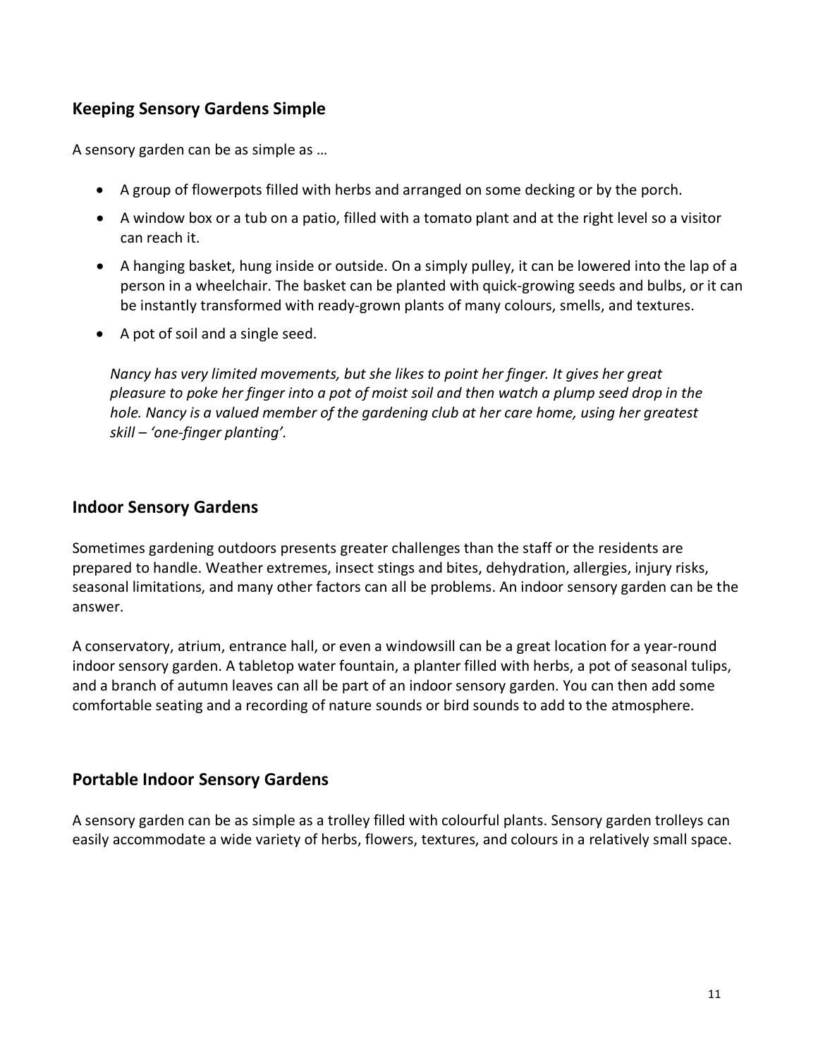## Keeping Sensory Gardens Simple

A sensory garden can be as simple as …

- A group of flowerpots filled with herbs and arranged on some decking or by the porch.
- A window box or a tub on a patio, filled with a tomato plant and at the right level so a visitor can reach it.
- A hanging basket, hung inside or outside. On a simply pulley, it can be lowered into the lap of a person in a wheelchair. The basket can be planted with quick-growing seeds and bulbs, or it can be instantly transformed with ready-grown plants of many colours, smells, and textures.
- A pot of soil and a single seed.

*Nancy has very limited movements, but she likes to point her finger. It gives her great pleasure to poke her finger into a pot of moist soil and then watch a plump seed drop in the hole. Nancy is a valued member of the gardening club at her care home, using her greatest skill – 'one-finger planting'.*

## Indoor Sensory Gardens

Sometimes gardening outdoors presents greater challenges than the staff or the residents are prepared to handle. Weather extremes, insect stings and bites, dehydration, allergies, injury risks, seasonal limitations, and many other factors can all be problems. An indoor sensory garden can be the answer.

A conservatory, atrium, entrance hall, or even a windowsill can be a great location for a year-round indoor sensory garden. A tabletop water fountain, a planter filled with herbs, a pot of seasonal tulips, and a branch of autumn leaves can all be part of an indoor sensory garden. You can then add some comfortable seating and a recording of nature sounds or bird sounds to add to the atmosphere.

## Portable Indoor Sensory Gardens

A sensory garden can be as simple as a trolley filled with colourful plants. Sensory garden trolleys can easily accommodate a wide variety of herbs, flowers, textures, and colours in a relatively small space.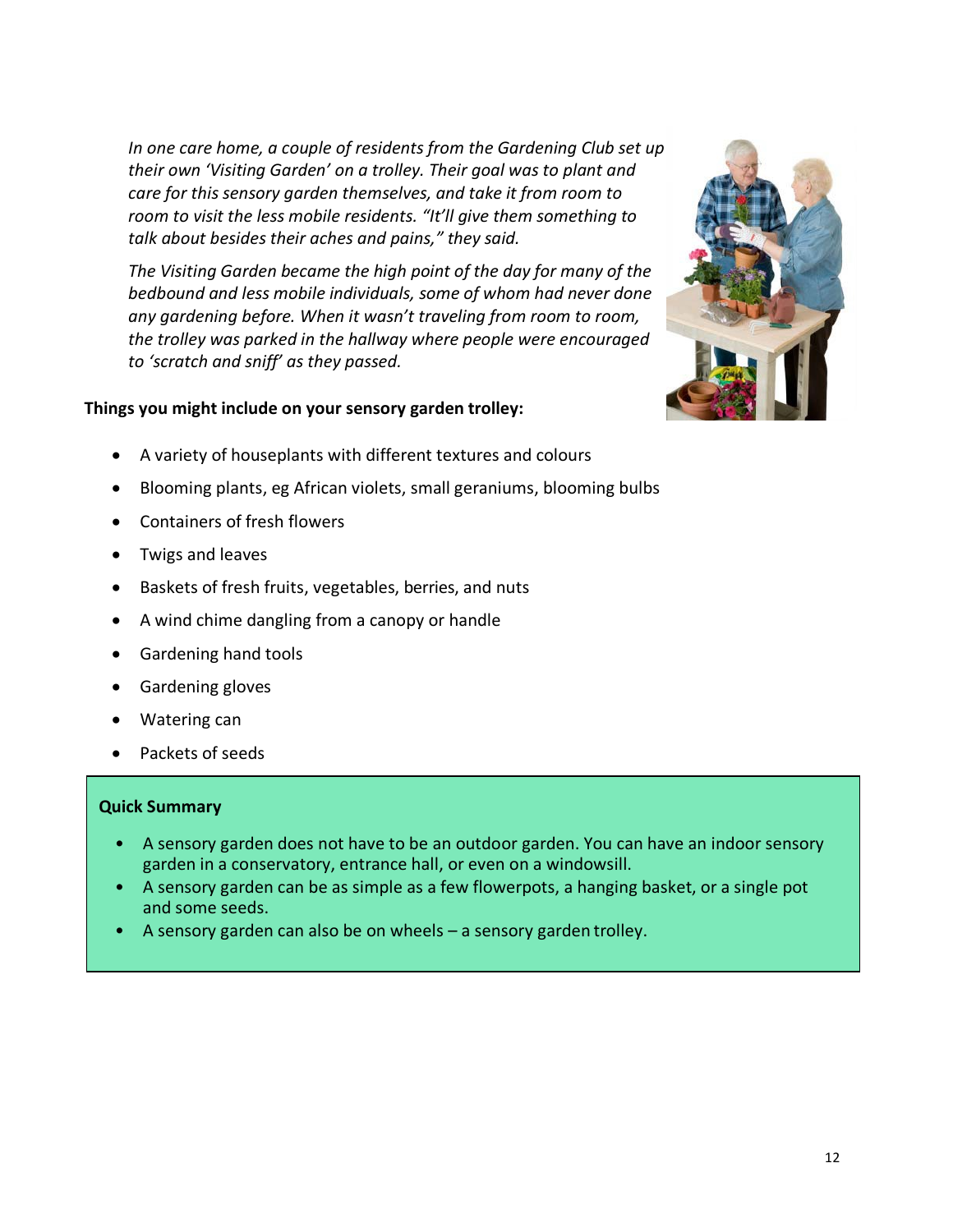*In one care home, a couple of residents from the Gardening Club set up their own 'Visiting Garden' on a trolley. Their goal was to plant and care for this sensory garden themselves, and take it from room to room to visit the less mobile residents. "It'll give them something to talk about besides their aches and pains," they said.*

*The Visiting Garden became the high point of the day for many of the bedbound and less mobile individuals, some of whom had never done any gardening before. When it wasn't traveling from room to room, the trolley was parked in the hallway where people were encouraged to 'scratch and sniff' as they passed.*

**Things you might include on your sensory garden trolley:**

- A variety of houseplants with different textures and colours
- Blooming plants, eg African violets, small geraniums, blooming bulbs
- Containers of fresh flowers
- Twigs and leaves
- Baskets of fresh fruits, vegetables, berries, and nuts
- A wind chime dangling from a canopy or handle
- Gardening hand tools
- Gardening gloves
- Watering can
- Packets of seeds

**Quick Summary**

- A sensory garden does not have to be an outdoor garden. You can have an indoor sensory garden in a conservatory, entrance hall, or even on a windowsill.
- A sensory garden can be as simple as a few flowerpots, a hanging basket, or a single pot and some seeds.
- A sensory garden can also be on wheels – a sensory garden trolley.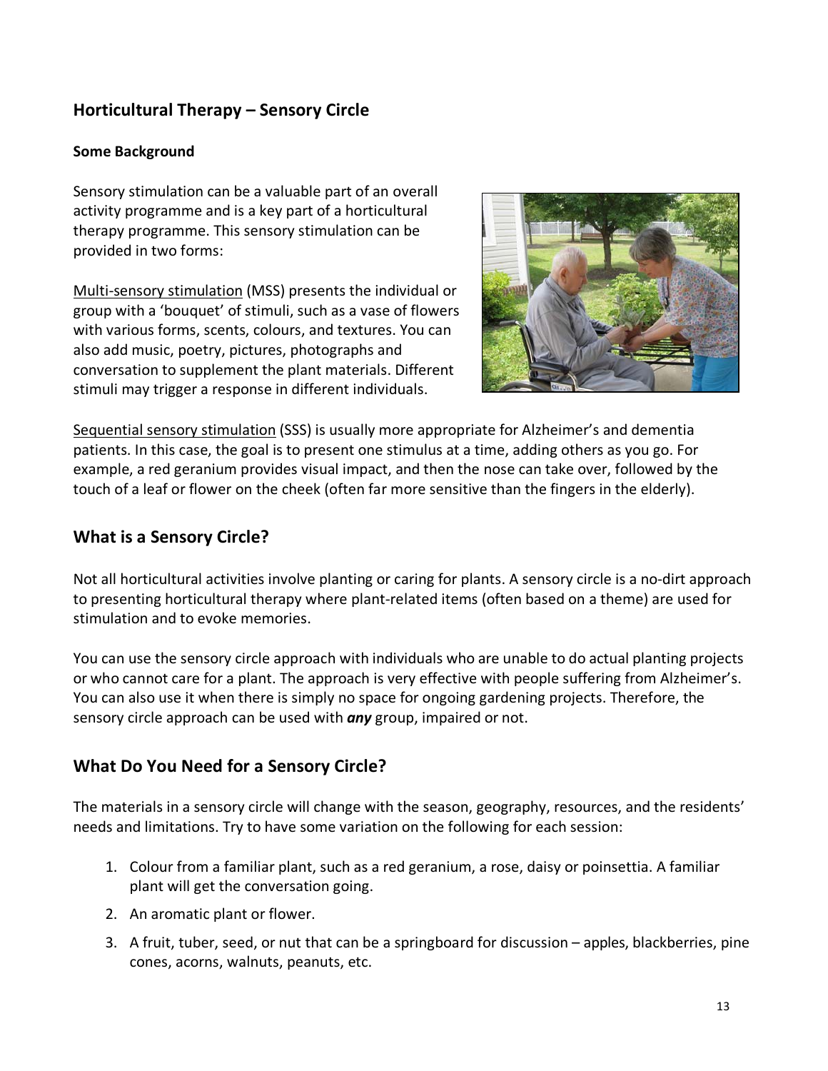## Horticultural Therapy – Sensory Circle

### Some Background

Sensory stimulation can be a valuable part of an overall activity programme and is a key part of a horticultural therapy programme. This sensory stimulation can be provided in two forms:

Multi-sensory stimulation (MSS) presents the individual or group with a 'bouquet' of stimuli, such as a vase of flowers with various forms, scents, colours, and textures. You can also add music, poetry, pictures, photographs and conversation to supplement the plant materials. Different stimuli may trigger a response in different individuals.

Sequential sensory stimulation (SSS) is usually more appropriate for Alzheimer's and dementia patients. In this case, the goal is to present one stimulus at a time, adding others as you go. For example, a red geranium provides visual impact, and then the nose can take over, followed by the touch of a leaf or flower on the cheek (often far more sensitive than the fingers in the elderly).

## What is a Sensory Circle?

Not all horticultural activities involve planting or caring for plants. A sensory circle is a no-dirt approach to presenting horticultural therapy where plant-related items (often based on a theme) are used for stimulation and to evoke memories.

You can use the sensory circle approach with individuals who are unable to do actual planting projects or who cannot care for a plant. The approach is very effective with people suffering from Alzheimer's. You can also use it when there is simply no space for ongoing gardening projects. Therefore, the sensory circle approach can be used with ***any*** group, impaired or not.

## What Do You Need for a Sensory Circle?

The materials in a sensory circle will change with the season, geography, resources, and the residents' needs and limitations. Try to have some variation on the following for each session:

1. Colour from a familiar plant, such as a red geranium, a rose, daisy or poinsettia. A familiar plant will get the conversation going.
2. An aromatic plant or flower.
3. A fruit, tuber, seed, or nut that can be a springboard for discussion – apples, blackberries, pine cones, acorns, walnuts, peanuts, etc.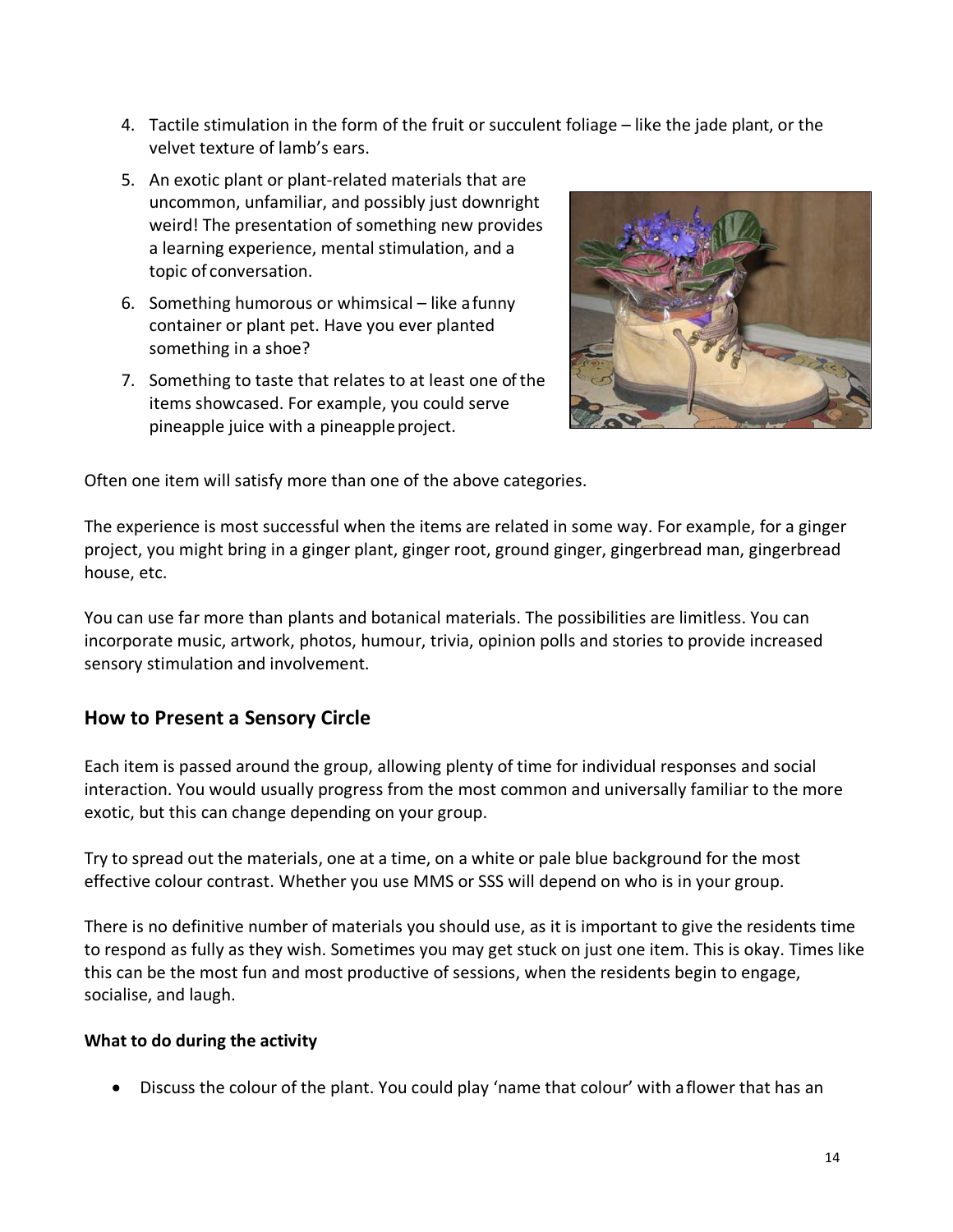4. Tactile stimulation in the form of the fruit or succulent foliage – like the jade plant, or the velvet texture of lamb's ears.
5. An exotic plant or plant-related materials that are uncommon, unfamiliar, and possibly just downright weird! The presentation of something new provides a learning experience, mental stimulation, and a topic of conversation.
6. Something humorous or whimsical – like a funny container or plant pet. Have you ever planted something in a shoe?
7. Something to taste that relates to at least one of the items showcased. For example, you could serve pineapple juice with a pineapple project.

Often one item will satisfy more than one of the above categories.

The experience is most successful when the items are related in some way. For example, for a ginger project, you might bring in a ginger plant, ginger root, ground ginger, gingerbread man, gingerbread house, etc.

You can use far more than plants and botanical materials. The possibilities are limitless. You can incorporate music, artwork, photos, humour, trivia, opinion polls and stories to provide increased sensory stimulation and involvement.

## How to Present a Sensory Circle

Each item is passed around the group, allowing plenty of time for individual responses and social interaction. You would usually progress from the most common and universally familiar to the more exotic, but this can change depending on your group.

Try to spread out the materials, one at a time, on a white or pale blue background for the most effective colour contrast. Whether you use MMS or SSS will depend on who is in your group.

There is no definitive number of materials you should use, as it is important to give the residents time to respond as fully as they wish. Sometimes you may get stuck on just one item. This is okay. Times like this can be the most fun and most productive of sessions, when the residents begin to engage, socialise, and laugh.

**What to do during the activity**

- Discuss the colour of the plant. You could play 'name that colour' with a flower that has an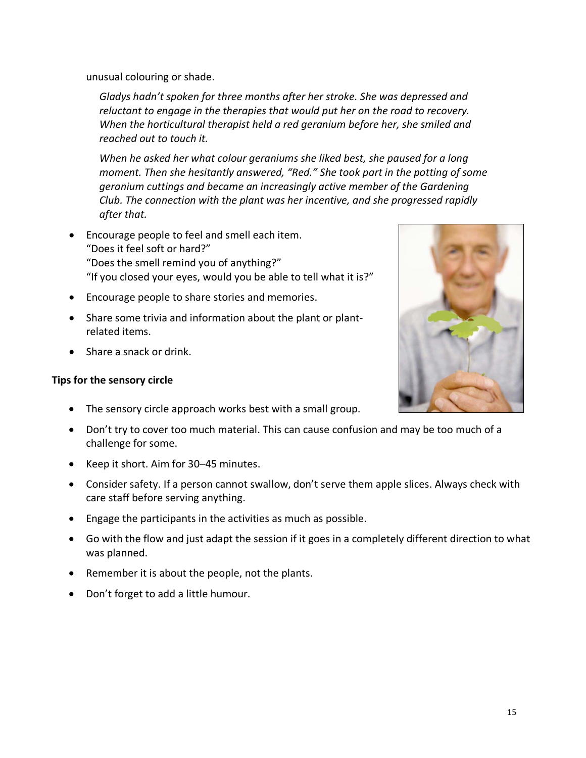unusual colouring or shade.

*Gladys hadn't spoken for three months after her stroke. She was depressed and reluctant to engage in the therapies that would put her on the road to recovery. When the horticultural therapist held a red geranium before her, she smiled and reached out to touch it.*

*When he asked her what colour geraniums she liked best, she paused for a long moment. Then she hesitantly answered, "Red." She took part in the potting of some geranium cuttings and became an increasingly active member of the Gardening Club. The connection with the plant was her incentive, and she progressed rapidly after that.*

- Encourage people to feel and smell each item.
  "Does it feel soft or hard?"
  "Does the smell remind you of anything?"
  "If you closed your eyes, would you be able to tell what it is?"
- Encourage people to share stories and memories.
- Share some trivia and information about the plant or plant-related items.
- Share a snack or drink.

**Tips for the sensory circle**

- The sensory circle approach works best with a small group.
- Don't try to cover too much material. This can cause confusion and may be too much of a challenge for some.
- Keep it short. Aim for 30–45 minutes.
- Consider safety. If a person cannot swallow, don't serve them apple slices. Always check with care staff before serving anything.
- Engage the participants in the activities as much as possible.
- Go with the flow and just adapt the session if it goes in a completely different direction to what was planned.
- Remember it is about the people, not the plants.
- Don't forget to add a little humour.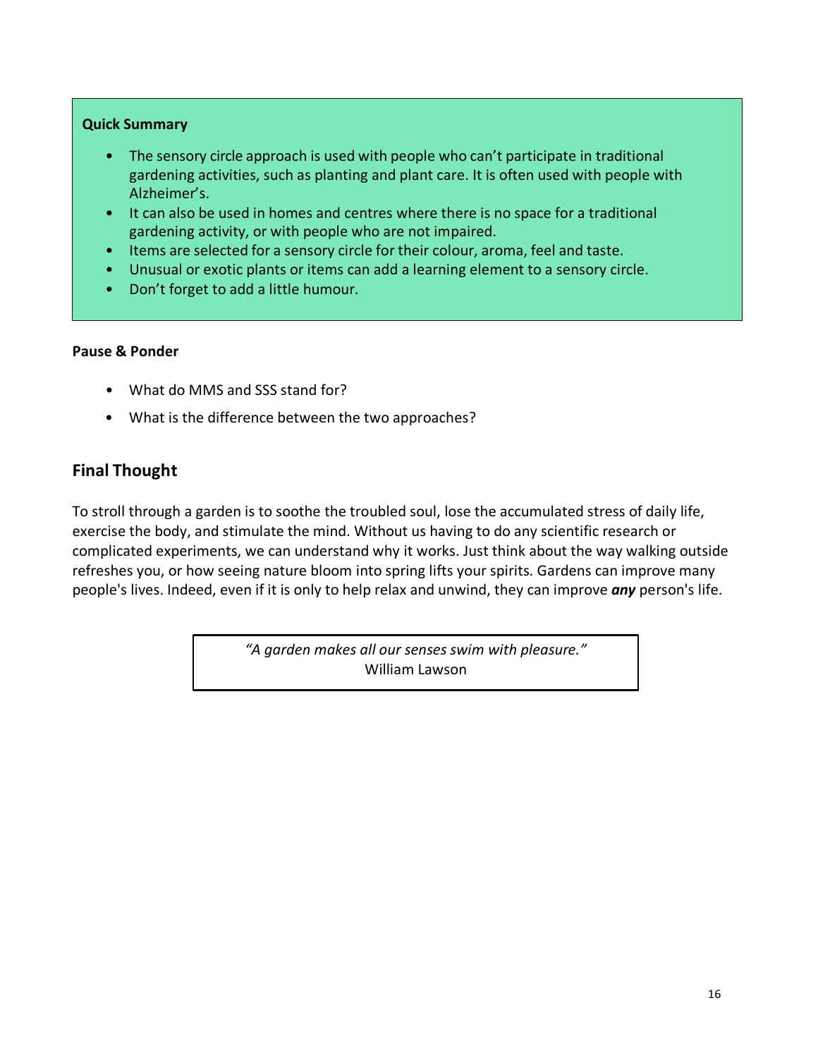**Quick Summary**

- The sensory circle approach is used with people who can't participate in traditional gardening activities, such as planting and plant care. It is often used with people with Alzheimer's.
- It can also be used in homes and centres where there is no space for a traditional gardening activity, or with people who are not impaired.
- Items are selected for a sensory circle for their colour, aroma, feel and taste.
- Unusual or exotic plants or items can add a learning element to a sensory circle.
- Don't forget to add a little humour.

**Pause & Ponder**

- What do MMS and SSS stand for?
- What is the difference between the two approaches?

## Final Thought

To stroll through a garden is to soothe the troubled soul, lose the accumulated stress of daily life, exercise the body, and stimulate the mind. Without us having to do any scientific research or complicated experiments, we can understand why it works. Just think about the way walking outside refreshes you, or how seeing nature bloom into spring lifts your spirits. Gardens can improve many people's lives. Indeed, even if it is only to help relax and unwind, they can improve ***any*** person's life.

> *"A garden makes all our senses swim with pleasure."*
> William Lawson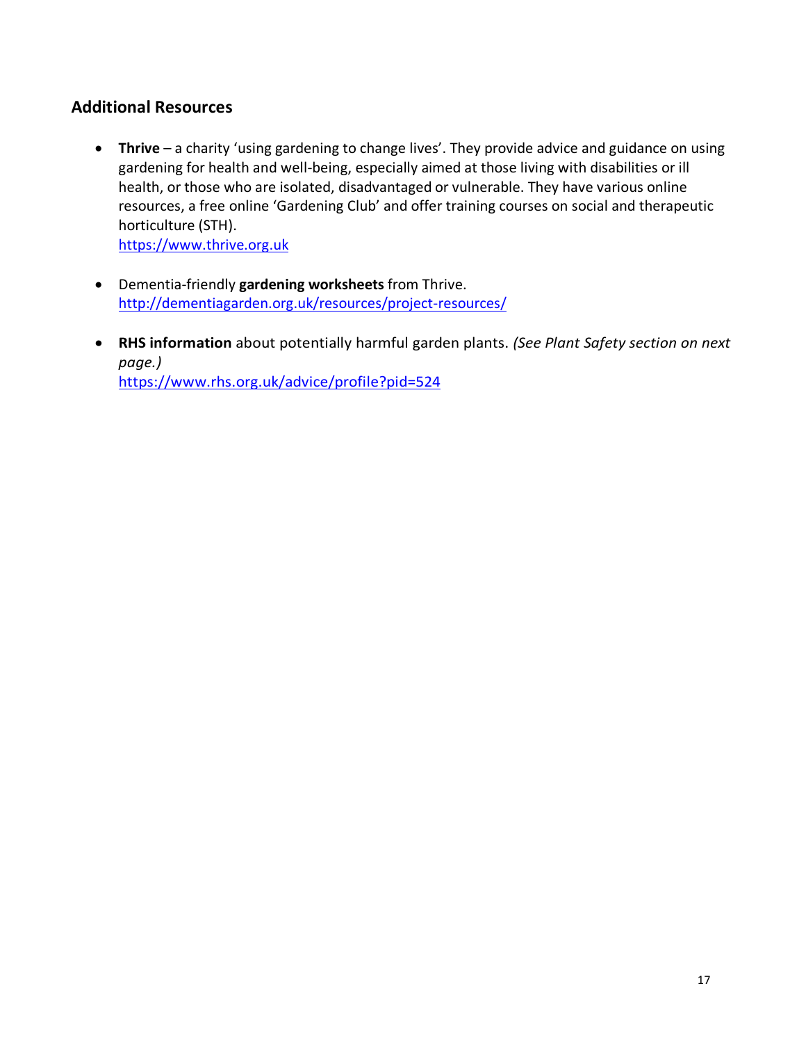## Additional Resources

- **Thrive** – a charity 'using gardening to change lives'. They provide advice and guidance on using gardening for health and well-being, especially aimed at those living with disabilities or ill health, or those who are isolated, disadvantaged or vulnerable. They have various online resources, a free online 'Gardening Club' and offer training courses on social and therapeutic horticulture (STH).
  https://www.thrive.org.uk

- Dementia-friendly **gardening worksheets** from Thrive.
  http://dementiagarden.org.uk/resources/project-resources/

- **RHS information** about potentially harmful garden plants. *(See Plant Safety section on next page.)*
  https://www.rhs.org.uk/advice/profile?pid=524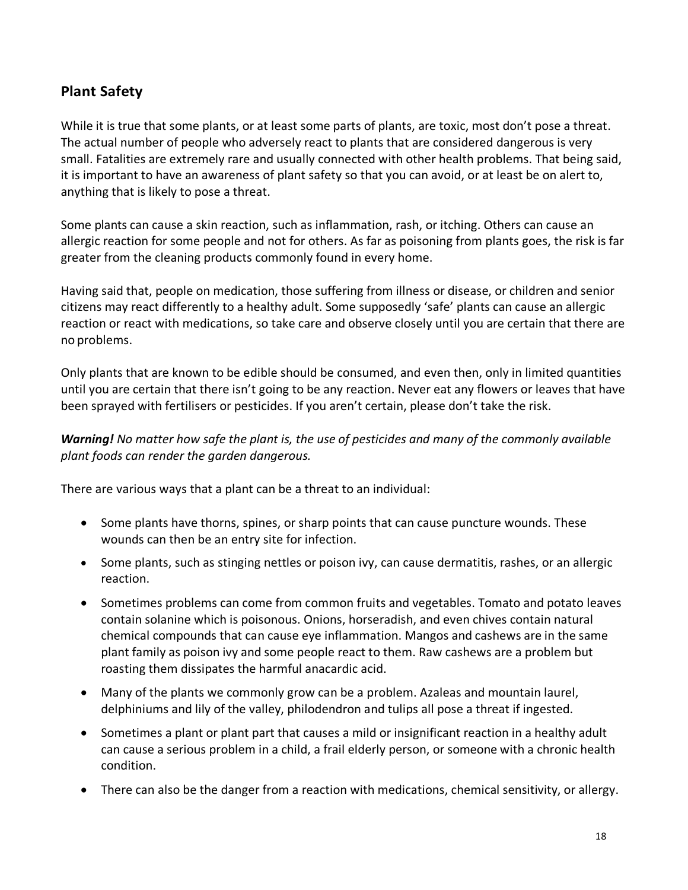## Plant Safety

While it is true that some plants, or at least some parts of plants, are toxic, most don't pose a threat. The actual number of people who adversely react to plants that are considered dangerous is very small. Fatalities are extremely rare and usually connected with other health problems. That being said, it is important to have an awareness of plant safety so that you can avoid, or at least be on alert to, anything that is likely to pose a threat.

Some plants can cause a skin reaction, such as inflammation, rash, or itching. Others can cause an allergic reaction for some people and not for others. As far as poisoning from plants goes, the risk is far greater from the cleaning products commonly found in every home.

Having said that, people on medication, those suffering from illness or disease, or children and senior citizens may react differently to a healthy adult. Some supposedly 'safe' plants can cause an allergic reaction or react with medications, so take care and observe closely until you are certain that there are no problems.

Only plants that are known to be edible should be consumed, and even then, only in limited quantities until you are certain that there isn't going to be any reaction. Never eat any flowers or leaves that have been sprayed with fertilisers or pesticides. If you aren't certain, please don't take the risk.

***Warning!*** *No matter how safe the plant is, the use of pesticides and many of the commonly available plant foods can render the garden dangerous.*

There are various ways that a plant can be a threat to an individual:

- Some plants have thorns, spines, or sharp points that can cause puncture wounds. These wounds can then be an entry site for infection.
- Some plants, such as stinging nettles or poison ivy, can cause dermatitis, rashes, or an allergic reaction.
- Sometimes problems can come from common fruits and vegetables. Tomato and potato leaves contain solanine which is poisonous. Onions, horseradish, and even chives contain natural chemical compounds that can cause eye inflammation. Mangos and cashews are in the same plant family as poison ivy and some people react to them. Raw cashews are a problem but roasting them dissipates the harmful anacardic acid.
- Many of the plants we commonly grow can be a problem. Azaleas and mountain laurel, delphiniums and lily of the valley, philodendron and tulips all pose a threat if ingested.
- Sometimes a plant or plant part that causes a mild or insignificant reaction in a healthy adult can cause a serious problem in a child, a frail elderly person, or someone with a chronic health condition.
- There can also be the danger from a reaction with medications, chemical sensitivity, or allergy.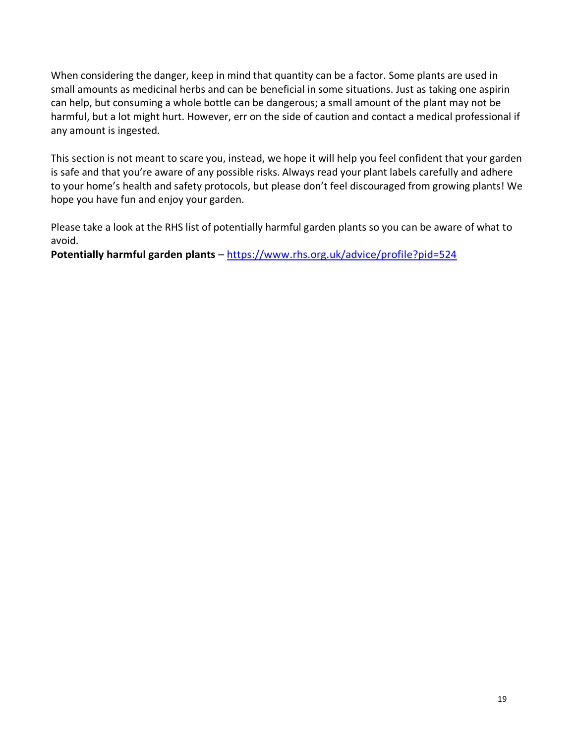When considering the danger, keep in mind that quantity can be a factor. Some plants are used in small amounts as medicinal herbs and can be beneficial in some situations. Just as taking one aspirin can help, but consuming a whole bottle can be dangerous; a small amount of the plant may not be harmful, but a lot might hurt. However, err on the side of caution and contact a medical professional if any amount is ingested.

This section is not meant to scare you, instead, we hope it will help you feel confident that your garden is safe and that you're aware of any possible risks. Always read your plant labels carefully and adhere to your home's health and safety protocols, but please don't feel discouraged from growing plants! We hope you have fun and enjoy your garden.

Please take a look at the RHS list of potentially harmful garden plants so you can be aware of what to avoid.
**Potentially harmful garden plants** – [https://www.rhs.org.uk/advice/profile?pid=524](https://www.rhs.org.uk/advice/profile?pid=524)